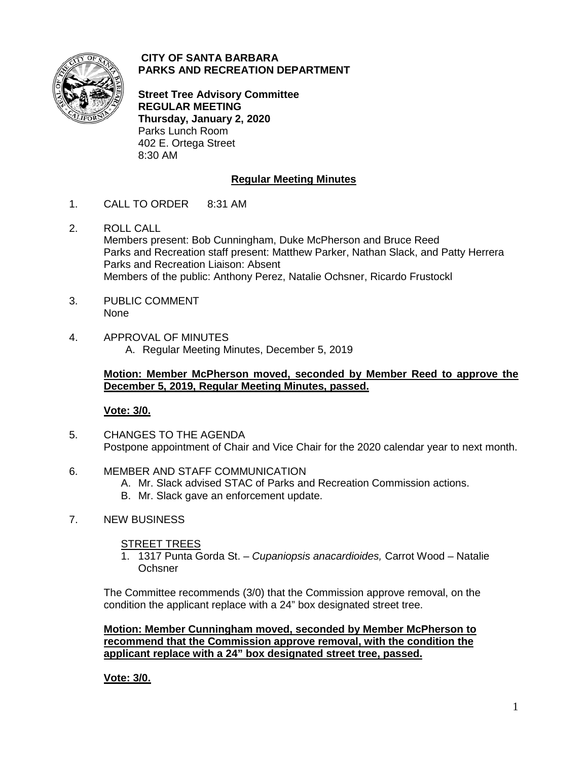**CITY OF SANTA BARBARA**
**PARKS AND RECREATION DEPARTMENT**

**Street Tree Advisory Committee**
**REGULAR MEETING**
**Thursday, January 2, 2020**
Parks Lunch Room
402 E. Ortega Street
8:30 AM

## Regular Meeting Minutes

1. CALL TO ORDER 8:31 AM

2. ROLL CALL
   Members present: Bob Cunningham, Duke McPherson and Bruce Reed
   Parks and Recreation staff present: Matthew Parker, Nathan Slack, and Patty Herrera
   Parks and Recreation Liaison: Absent
   Members of the public: Anthony Perez, Natalie Ochsner, Ricardo Frustockl

3. PUBLIC COMMENT
   None

4. APPROVAL OF MINUTES
   A. Regular Meeting Minutes, December 5, 2019

   **Motion: Member McPherson moved, seconded by Member Reed to approve the December 5, 2019, Regular Meeting Minutes, passed.**

   **Vote: 3/0.**

5. CHANGES TO THE AGENDA
   Postpone appointment of Chair and Vice Chair for the 2020 calendar year to next month.

6. MEMBER AND STAFF COMMUNICATION
   A. Mr. Slack advised STAC of Parks and Recreation Commission actions.
   B. Mr. Slack gave an enforcement update.

7. NEW BUSINESS

   STREET TREES
   1. 1317 Punta Gorda St. – *Cupaniopsis anacardioides,* Carrot Wood – Natalie Ochsner

   The Committee recommends (3/0) that the Commission approve removal, on the condition the applicant replace with a 24" box designated street tree.

   **Motion: Member Cunningham moved, seconded by Member McPherson to recommend that the Commission approve removal, with the condition the applicant replace with a 24" box designated street tree, passed.**

   **Vote: 3/0.**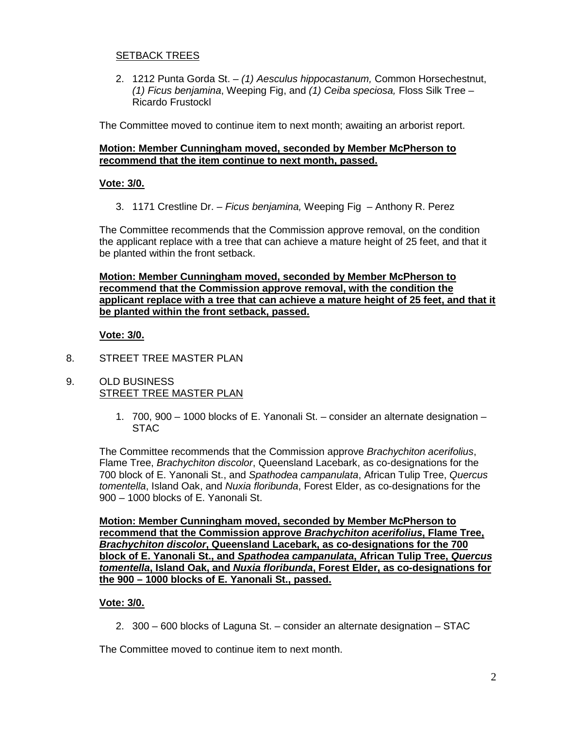SETBACK TREES

2. 1212 Punta Gorda St. – *(1) Aesculus hippocastanum,* Common Horsechestnut, *(1) Ficus benjamina*, Weeping Fig, and *(1) Ceiba speciosa,* Floss Silk Tree – Ricardo Frustockl

The Committee moved to continue item to next month; awaiting an arborist report.

**Motion: Member Cunningham moved, seconded by Member McPherson to recommend that the item continue to next month, passed.**

**Vote: 3/0.**

3. 1171 Crestline Dr. – *Ficus benjamina,* Weeping Fig – Anthony R. Perez

The Committee recommends that the Commission approve removal, on the condition the applicant replace with a tree that can achieve a mature height of 25 feet, and that it be planted within the front setback.

**Motion: Member Cunningham moved, seconded by Member McPherson to recommend that the Commission approve removal, with the condition the applicant replace with a tree that can achieve a mature height of 25 feet, and that it be planted within the front setback, passed.**

**Vote: 3/0.**

8. STREET TREE MASTER PLAN

9. OLD BUSINESS
   STREET TREE MASTER PLAN

1. 700, 900 – 1000 blocks of E. Yanonali St. – consider an alternate designation – STAC

The Committee recommends that the Commission approve *Brachychiton acerifolius*, Flame Tree, *Brachychiton discolor*, Queensland Lacebark, as co-designations for the 700 block of E. Yanonali St., and *Spathodea campanulata*, African Tulip Tree, *Quercus tomentella*, Island Oak, and *Nuxia floribunda*, Forest Elder, as co-designations for the 900 – 1000 blocks of E. Yanonali St.

**Motion: Member Cunningham moved, seconded by Member McPherson to recommend that the Commission approve *Brachychiton acerifolius*, Flame Tree, *Brachychiton discolor*, Queensland Lacebark, as co-designations for the 700 block of E. Yanonali St., and *Spathodea campanulata*, African Tulip Tree, *Quercus tomentella*, Island Oak, and *Nuxia floribunda*, Forest Elder, as co-designations for the 900 – 1000 blocks of E. Yanonali St., passed.**

**Vote: 3/0.**

2. 300 – 600 blocks of Laguna St. – consider an alternate designation – STAC

The Committee moved to continue item to next month.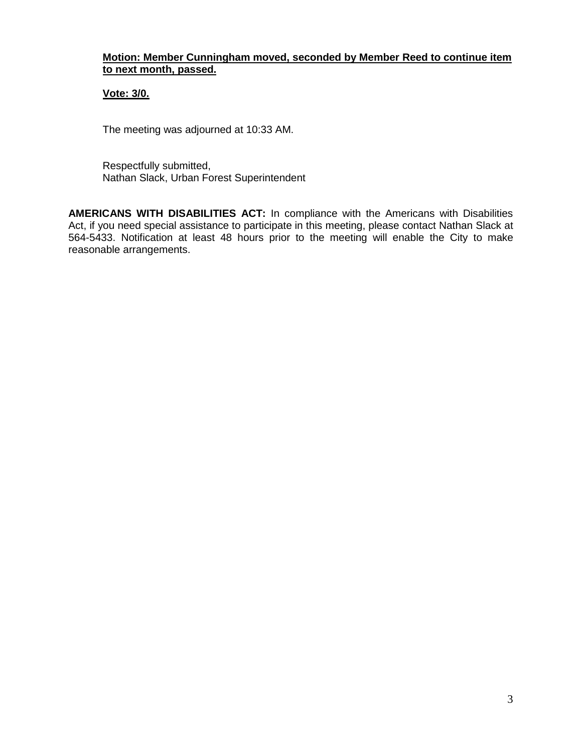**<u>Motion: Member Cunningham moved, seconded by Member Reed to continue item to next month, passed.</u>**

**<u>Vote: 3/0.</u>**

The meeting was adjourned at 10:33 AM.

Respectfully submitted,
Nathan Slack, Urban Forest Superintendent

**AMERICANS WITH DISABILITIES ACT:** In compliance with the Americans with Disabilities Act, if you need special assistance to participate in this meeting, please contact Nathan Slack at 564-5433. Notification at least 48 hours prior to the meeting will enable the City to make reasonable arrangements.